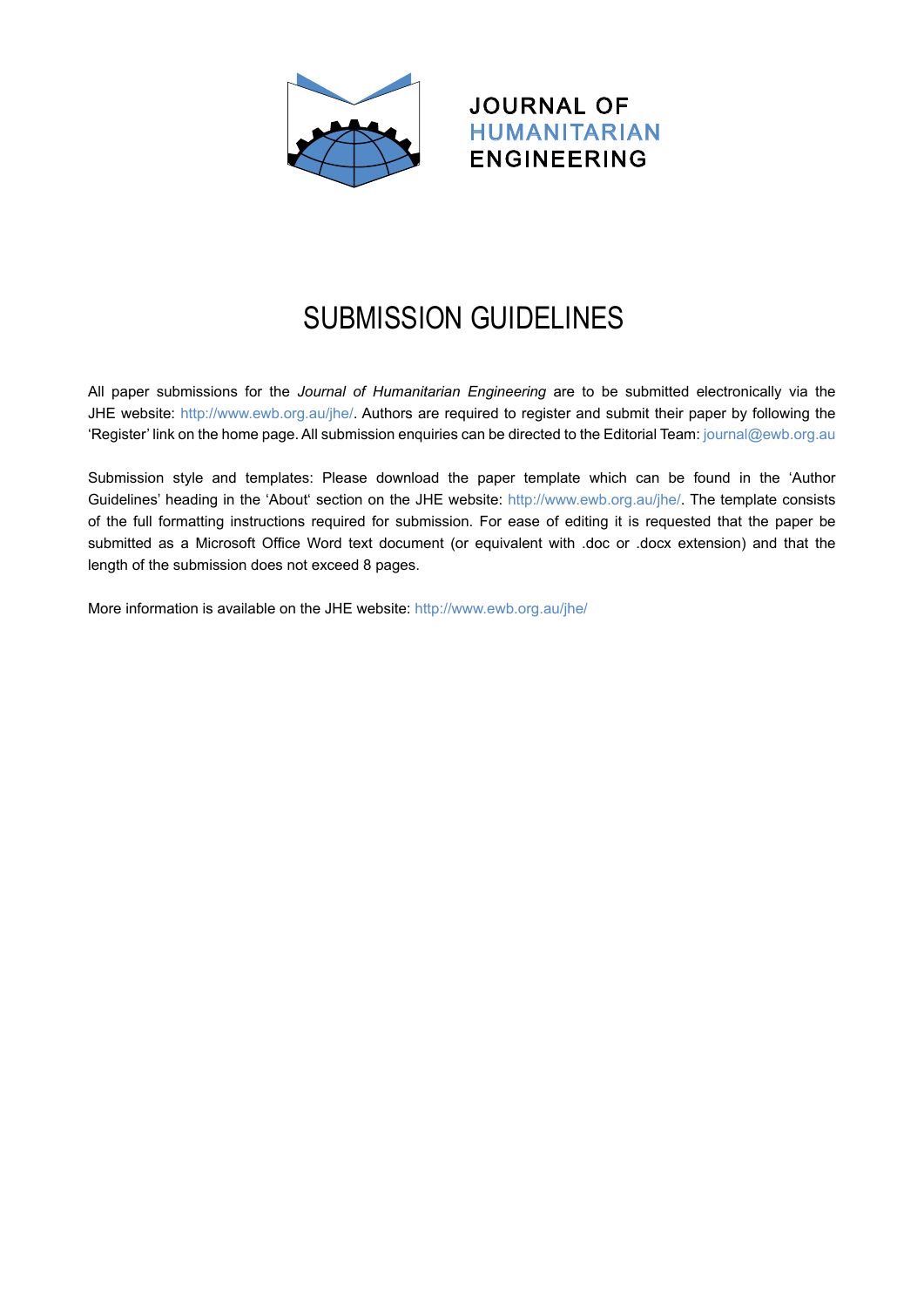JOURNAL OF
HUMANITARIAN
ENGINEERING

# SUBMISSION GUIDELINES

All paper submissions for the *Journal of Humanitarian Engineering* are to be submitted electronically via the JHE website: http://www.ewb.org.au/jhe/. Authors are required to register and submit their paper by following the 'Register' link on the home page. All submission enquiries can be directed to the Editorial Team: journal@ewb.org.au

Submission style and templates: Please download the paper template which can be found in the 'Author Guidelines' heading in the 'About' section on the JHE website: http://www.ewb.org.au/jhe/. The template consists of the full formatting instructions required for submission. For ease of editing it is requested that the paper be submitted as a Microsoft Office Word text document (or equivalent with .doc or .docx extension) and that the length of the submission does not exceed 8 pages.

More information is available on the JHE website: http://www.ewb.org.au/jhe/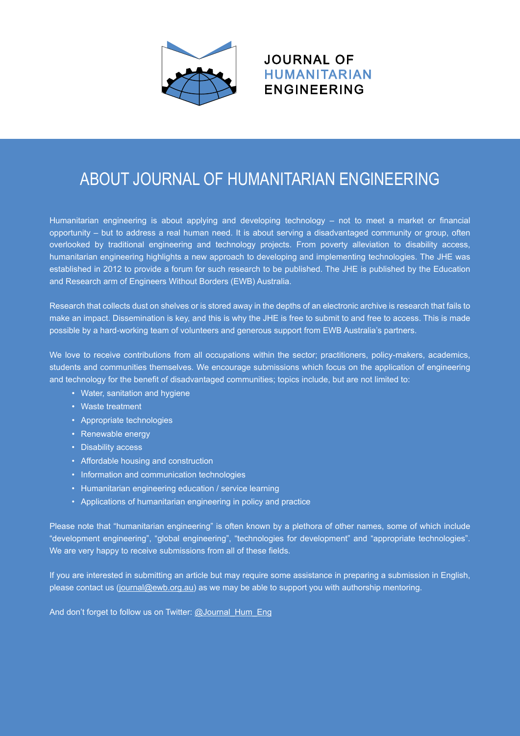JOURNAL OF HUMANITARIAN ENGINEERING

# ABOUT JOURNAL OF HUMANITARIAN ENGINEERING

Humanitarian engineering is about applying and developing technology – not to meet a market or financial opportunity – but to address a real human need. It is about serving a disadvantaged community or group, often overlooked by traditional engineering and technology projects. From poverty alleviation to disability access, humanitarian engineering highlights a new approach to developing and implementing technologies. The JHE was established in 2012 to provide a forum for such research to be published. The JHE is published by the Education and Research arm of Engineers Without Borders (EWB) Australia.

Research that collects dust on shelves or is stored away in the depths of an electronic archive is research that fails to make an impact. Dissemination is key, and this is why the JHE is free to submit to and free to access. This is made possible by a hard-working team of volunteers and generous support from EWB Australia's partners.

We love to receive contributions from all occupations within the sector; practitioners, policy-makers, academics, students and communities themselves. We encourage submissions which focus on the application of engineering and technology for the benefit of disadvantaged communities; topics include, but are not limited to:

- Water, sanitation and hygiene
- Waste treatment
- Appropriate technologies
- Renewable energy
- Disability access
- Affordable housing and construction
- Information and communication technologies
- Humanitarian engineering education / service learning
- Applications of humanitarian engineering in policy and practice

Please note that "humanitarian engineering" is often known by a plethora of other names, some of which include "development engineering", "global engineering", "technologies for development" and "appropriate technologies". We are very happy to receive submissions from all of these fields.

If you are interested in submitting an article but may require some assistance in preparing a submission in English, please contact us (journal@ewb.org.au) as we may be able to support you with authorship mentoring.

And don't forget to follow us on Twitter: @Journal_Hum_Eng